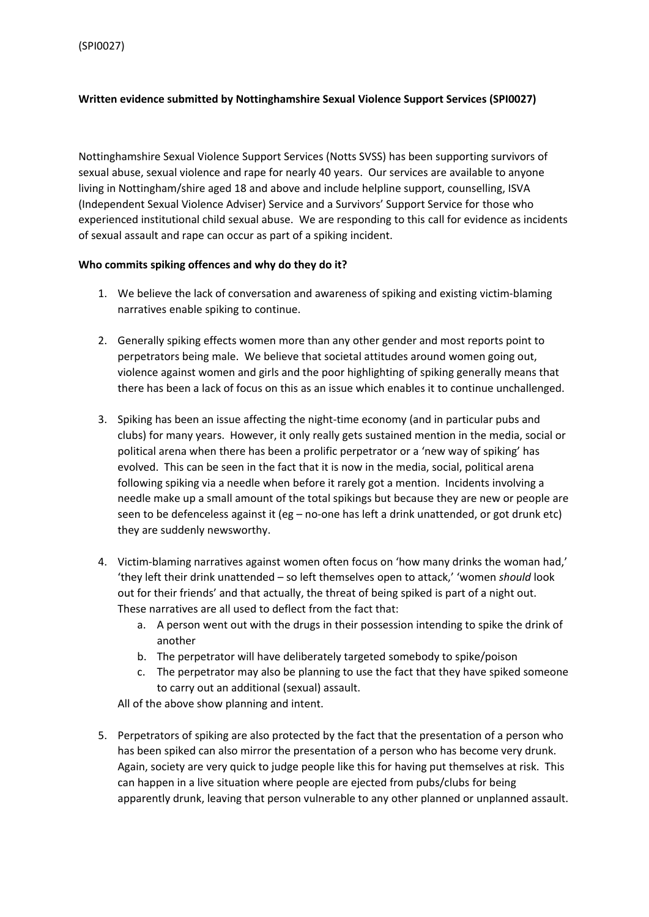(SPI0027)

**Written evidence submitted by Nottinghamshire Sexual Violence Support Services (SPI0027)**

Nottinghamshire Sexual Violence Support Services (Notts SVSS) has been supporting survivors of sexual abuse, sexual violence and rape for nearly 40 years. Our services are available to anyone living in Nottingham/shire aged 18 and above and include helpline support, counselling, ISVA (Independent Sexual Violence Adviser) Service and a Survivors' Support Service for those who experienced institutional child sexual abuse. We are responding to this call for evidence as incidents of sexual assault and rape can occur as part of a spiking incident.

**Who commits spiking offences and why do they do it?**

1. We believe the lack of conversation and awareness of spiking and existing victim-blaming narratives enable spiking to continue.

2. Generally spiking effects women more than any other gender and most reports point to perpetrators being male. We believe that societal attitudes around women going out, violence against women and girls and the poor highlighting of spiking generally means that there has been a lack of focus on this as an issue which enables it to continue unchallenged.

3. Spiking has been an issue affecting the night-time economy (and in particular pubs and clubs) for many years. However, it only really gets sustained mention in the media, social or political arena when there has been a prolific perpetrator or a 'new way of spiking' has evolved. This can be seen in the fact that it is now in the media, social, political arena following spiking via a needle when before it rarely got a mention. Incidents involving a needle make up a small amount of the total spikings but because they are new or people are seen to be defenceless against it (eg – no-one has left a drink unattended, or got drunk etc) they are suddenly newsworthy.

4. Victim-blaming narratives against women often focus on 'how many drinks the woman had,' 'they left their drink unattended – so left themselves open to attack,' 'women *should* look out for their friends' and that actually, the threat of being spiked is part of a night out. These narratives are all used to deflect from the fact that:
    a. A person went out with the drugs in their possession intending to spike the drink of another
    b. The perpetrator will have deliberately targeted somebody to spike/poison
    c. The perpetrator may also be planning to use the fact that they have spiked someone to carry out an additional (sexual) assault.

   All of the above show planning and intent.

5. Perpetrators of spiking are also protected by the fact that the presentation of a person who has been spiked can also mirror the presentation of a person who has become very drunk. Again, society are very quick to judge people like this for having put themselves at risk. This can happen in a live situation where people are ejected from pubs/clubs for being apparently drunk, leaving that person vulnerable to any other planned or unplanned assault.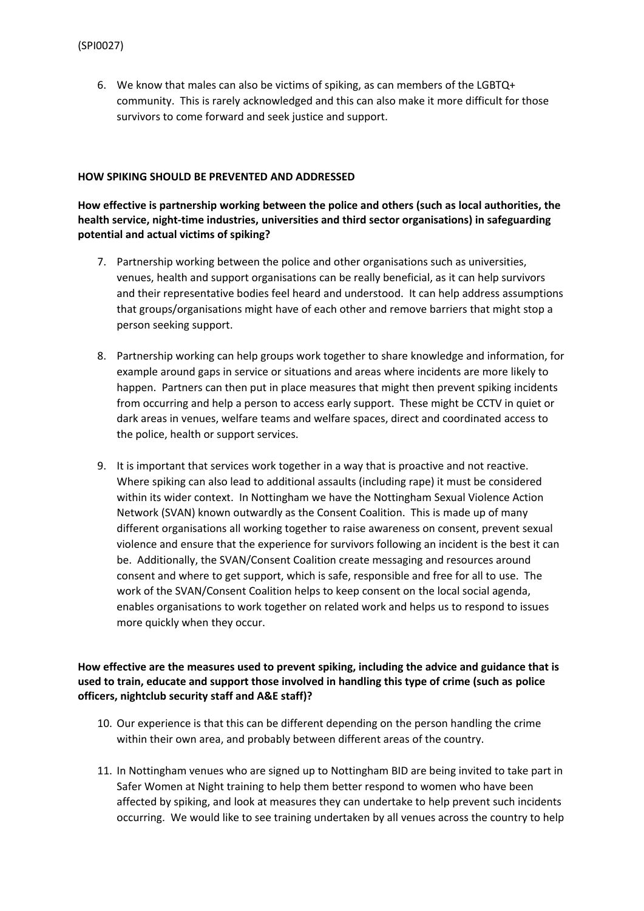6. We know that males can also be victims of spiking, as can members of the LGBTQ+ community. This is rarely acknowledged and this can also make it more difficult for those survivors to come forward and seek justice and support.

**HOW SPIKING SHOULD BE PREVENTED AND ADDRESSED**

**How effective is partnership working between the police and others (such as local authorities, the health service, night-time industries, universities and third sector organisations) in safeguarding potential and actual victims of spiking?**

7. Partnership working between the police and other organisations such as universities, venues, health and support organisations can be really beneficial, as it can help survivors and their representative bodies feel heard and understood. It can help address assumptions that groups/organisations might have of each other and remove barriers that might stop a person seeking support.

8. Partnership working can help groups work together to share knowledge and information, for example around gaps in service or situations and areas where incidents are more likely to happen. Partners can then put in place measures that might then prevent spiking incidents from occurring and help a person to access early support. These might be CCTV in quiet or dark areas in venues, welfare teams and welfare spaces, direct and coordinated access to the police, health or support services.

9. It is important that services work together in a way that is proactive and not reactive. Where spiking can also lead to additional assaults (including rape) it must be considered within its wider context. In Nottingham we have the Nottingham Sexual Violence Action Network (SVAN) known outwardly as the Consent Coalition. This is made up of many different organisations all working together to raise awareness on consent, prevent sexual violence and ensure that the experience for survivors following an incident is the best it can be. Additionally, the SVAN/Consent Coalition create messaging and resources around consent and where to get support, which is safe, responsible and free for all to use. The work of the SVAN/Consent Coalition helps to keep consent on the local social agenda, enables organisations to work together on related work and helps us to respond to issues more quickly when they occur.

**How effective are the measures used to prevent spiking, including the advice and guidance that is used to train, educate and support those involved in handling this type of crime (such as police officers, nightclub security staff and A&E staff)?**

10. Our experience is that this can be different depending on the person handling the crime within their own area, and probably between different areas of the country.

11. In Nottingham venues who are signed up to Nottingham BID are being invited to take part in Safer Women at Night training to help them better respond to women who have been affected by spiking, and look at measures they can undertake to help prevent such incidents occurring. We would like to see training undertaken by all venues across the country to help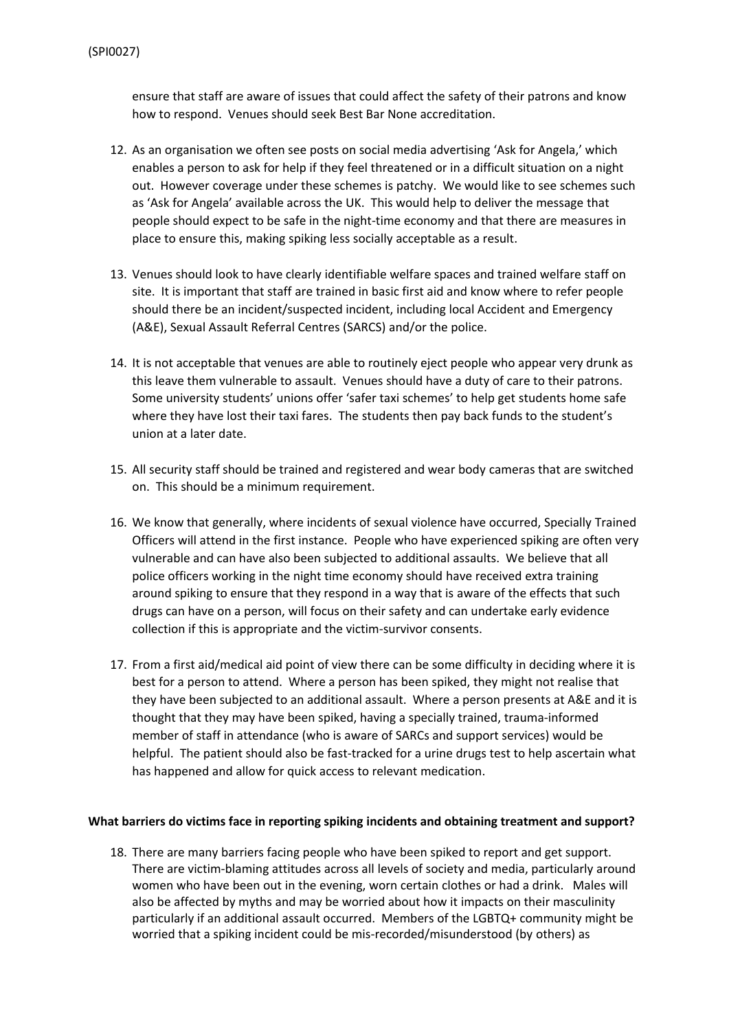ensure that staff are aware of issues that could affect the safety of their patrons and know how to respond. Venues should seek Best Bar None accreditation.

12. As an organisation we often see posts on social media advertising 'Ask for Angela,' which enables a person to ask for help if they feel threatened or in a difficult situation on a night out. However coverage under these schemes is patchy. We would like to see schemes such as 'Ask for Angela' available across the UK. This would help to deliver the message that people should expect to be safe in the night-time economy and that there are measures in place to ensure this, making spiking less socially acceptable as a result.

13. Venues should look to have clearly identifiable welfare spaces and trained welfare staff on site. It is important that staff are trained in basic first aid and know where to refer people should there be an incident/suspected incident, including local Accident and Emergency (A&E), Sexual Assault Referral Centres (SARCS) and/or the police.

14. It is not acceptable that venues are able to routinely eject people who appear very drunk as this leave them vulnerable to assault. Venues should have a duty of care to their patrons. Some university students' unions offer 'safer taxi schemes' to help get students home safe where they have lost their taxi fares. The students then pay back funds to the student's union at a later date.

15. All security staff should be trained and registered and wear body cameras that are switched on. This should be a minimum requirement.

16. We know that generally, where incidents of sexual violence have occurred, Specially Trained Officers will attend in the first instance. People who have experienced spiking are often very vulnerable and can have also been subjected to additional assaults. We believe that all police officers working in the night time economy should have received extra training around spiking to ensure that they respond in a way that is aware of the effects that such drugs can have on a person, will focus on their safety and can undertake early evidence collection if this is appropriate and the victim-survivor consents.

17. From a first aid/medical aid point of view there can be some difficulty in deciding where it is best for a person to attend. Where a person has been spiked, they might not realise that they have been subjected to an additional assault. Where a person presents at A&E and it is thought that they may have been spiked, having a specially trained, trauma-informed member of staff in attendance (who is aware of SARCs and support services) would be helpful. The patient should also be fast-tracked for a urine drugs test to help ascertain what has happened and allow for quick access to relevant medication.

**What barriers do victims face in reporting spiking incidents and obtaining treatment and support?**

18. There are many barriers facing people who have been spiked to report and get support. There are victim-blaming attitudes across all levels of society and media, particularly around women who have been out in the evening, worn certain clothes or had a drink. Males will also be affected by myths and may be worried about how it impacts on their masculinity particularly if an additional assault occurred. Members of the LGBTQ+ community might be worried that a spiking incident could be mis-recorded/misunderstood (by others) as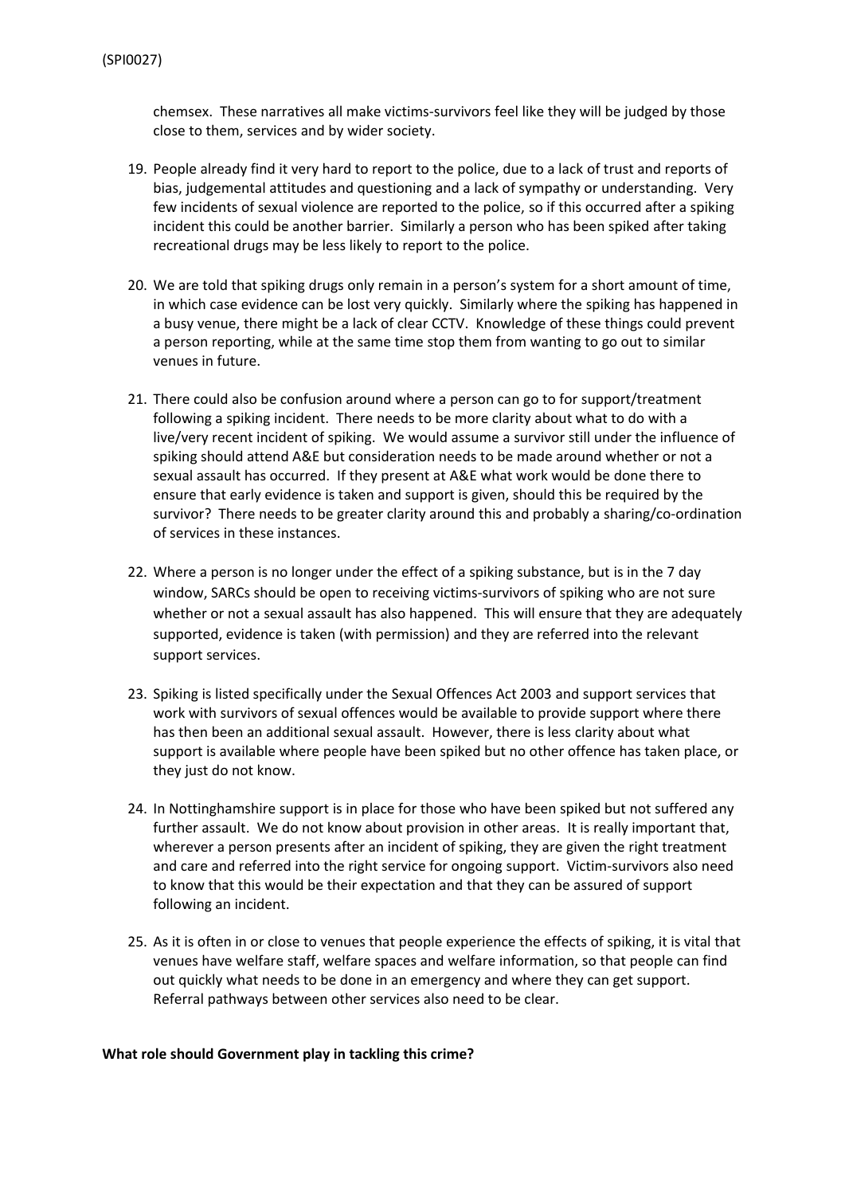chemsex. These narratives all make victims-survivors feel like they will be judged by those close to them, services and by wider society.

19. People already find it very hard to report to the police, due to a lack of trust and reports of bias, judgemental attitudes and questioning and a lack of sympathy or understanding. Very few incidents of sexual violence are reported to the police, so if this occurred after a spiking incident this could be another barrier. Similarly a person who has been spiked after taking recreational drugs may be less likely to report to the police.

20. We are told that spiking drugs only remain in a person's system for a short amount of time, in which case evidence can be lost very quickly. Similarly where the spiking has happened in a busy venue, there might be a lack of clear CCTV. Knowledge of these things could prevent a person reporting, while at the same time stop them from wanting to go out to similar venues in future.

21. There could also be confusion around where a person can go to for support/treatment following a spiking incident. There needs to be more clarity about what to do with a live/very recent incident of spiking. We would assume a survivor still under the influence of spiking should attend A&E but consideration needs to be made around whether or not a sexual assault has occurred. If they present at A&E what work would be done there to ensure that early evidence is taken and support is given, should this be required by the survivor? There needs to be greater clarity around this and probably a sharing/co-ordination of services in these instances.

22. Where a person is no longer under the effect of a spiking substance, but is in the 7 day window, SARCs should be open to receiving victims-survivors of spiking who are not sure whether or not a sexual assault has also happened. This will ensure that they are adequately supported, evidence is taken (with permission) and they are referred into the relevant support services.

23. Spiking is listed specifically under the Sexual Offences Act 2003 and support services that work with survivors of sexual offences would be available to provide support where there has then been an additional sexual assault. However, there is less clarity about what support is available where people have been spiked but no other offence has taken place, or they just do not know.

24. In Nottinghamshire support is in place for those who have been spiked but not suffered any further assault. We do not know about provision in other areas. It is really important that, wherever a person presents after an incident of spiking, they are given the right treatment and care and referred into the right service for ongoing support. Victim-survivors also need to know that this would be their expectation and that they can be assured of support following an incident.

25. As it is often in or close to venues that people experience the effects of spiking, it is vital that venues have welfare staff, welfare spaces and welfare information, so that people can find out quickly what needs to be done in an emergency and where they can get support. Referral pathways between other services also need to be clear.

**What role should Government play in tackling this crime?**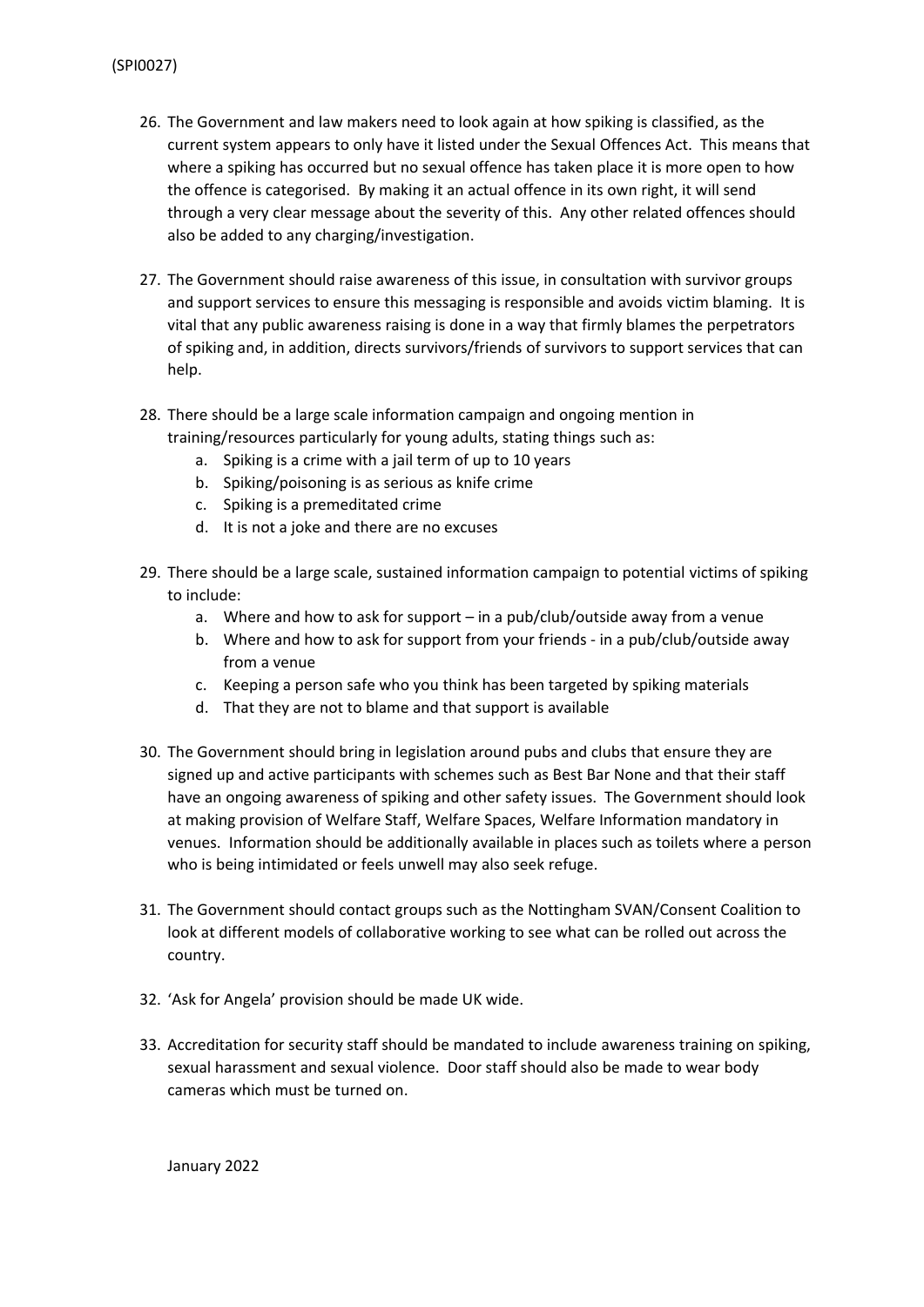26. The Government and law makers need to look again at how spiking is classified, as the current system appears to only have it listed under the Sexual Offences Act. This means that where a spiking has occurred but no sexual offence has taken place it is more open to how the offence is categorised. By making it an actual offence in its own right, it will send through a very clear message about the severity of this. Any other related offences should also be added to any charging/investigation.

27. The Government should raise awareness of this issue, in consultation with survivor groups and support services to ensure this messaging is responsible and avoids victim blaming. It is vital that any public awareness raising is done in a way that firmly blames the perpetrators of spiking and, in addition, directs survivors/friends of survivors to support services that can help.

28. There should be a large scale information campaign and ongoing mention in training/resources particularly for young adults, stating things such as:
    a. Spiking is a crime with a jail term of up to 10 years
    b. Spiking/poisoning is as serious as knife crime
    c. Spiking is a premeditated crime
    d. It is not a joke and there are no excuses

29. There should be a large scale, sustained information campaign to potential victims of spiking to include:
    a. Where and how to ask for support – in a pub/club/outside away from a venue
    b. Where and how to ask for support from your friends - in a pub/club/outside away from a venue
    c. Keeping a person safe who you think has been targeted by spiking materials
    d. That they are not to blame and that support is available

30. The Government should bring in legislation around pubs and clubs that ensure they are signed up and active participants with schemes such as Best Bar None and that their staff have an ongoing awareness of spiking and other safety issues. The Government should look at making provision of Welfare Staff, Welfare Spaces, Welfare Information mandatory in venues. Information should be additionally available in places such as toilets where a person who is being intimidated or feels unwell may also seek refuge.

31. The Government should contact groups such as the Nottingham SVAN/Consent Coalition to look at different models of collaborative working to see what can be rolled out across the country.

32. 'Ask for Angela' provision should be made UK wide.

33. Accreditation for security staff should be mandated to include awareness training on spiking, sexual harassment and sexual violence. Door staff should also be made to wear body cameras which must be turned on.

January 2022